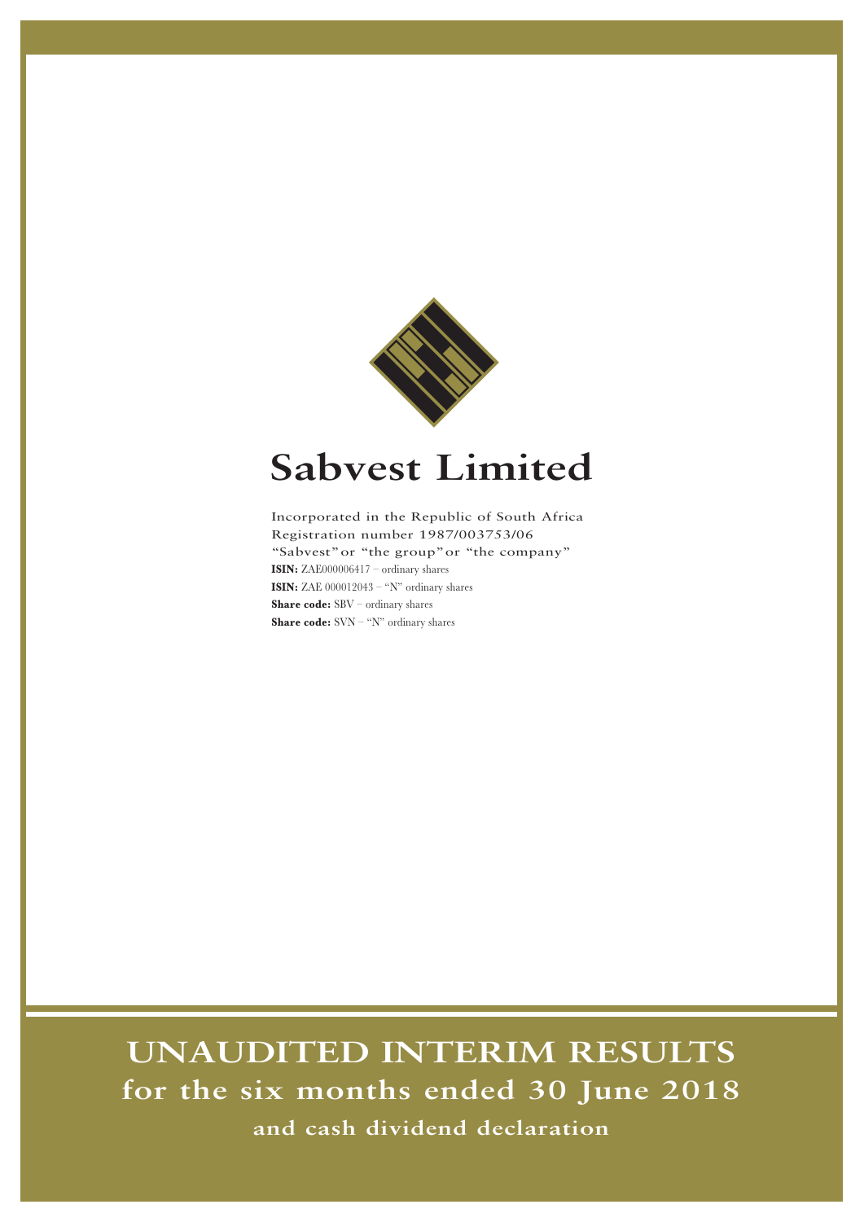# Sabvest Limited

Incorporated in the Republic of South Africa
Registration number 1987/003753/06
"Sabvest" or "the group" or "the company"
**ISIN:** ZAE000006417 – ordinary shares
**ISIN:** ZAE 000012043 – "N" ordinary shares
**Share code:** SBV – ordinary shares
**Share code:** SVN – "N" ordinary shares

# UNAUDITED INTERIM RESULTS
## for the six months ended 30 June 2018
### and cash dividend declaration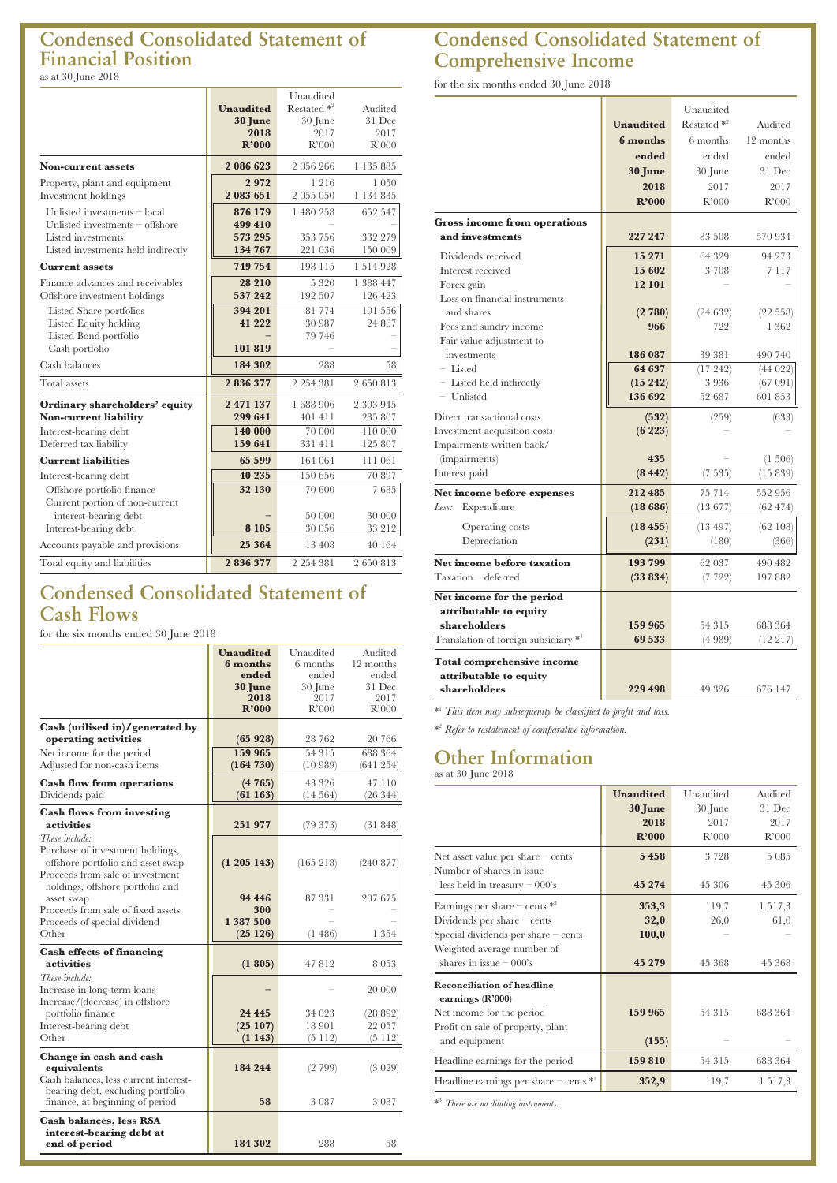## Condensed Consolidated Statement of Financial Position

as at 30 June 2018

| | Unaudited 30 June 2018 R'000 | Unaudited Restated *2 30 June 2017 R'000 | Audited 31 Dec 2017 R'000 |
|---|---|---|---|
| **Non-current assets** | **2 086 623** | 2 056 266 | 1 135 885 |
| Property, plant and equipment | **2 972** | 1 216 | 1 050 |
| Investment holdings | **2 083 651** | 2 055 050 | 1 134 835 |
| Unlisted investments – local | **876 179** | 1 480 258 | 652 547 |
| Unlisted investments – offshore | **499 410** | – | – |
| Listed investments | **573 295** | 353 756 | 332 279 |
| Listed investments held indirectly | **134 767** | 221 036 | 150 009 |
| **Current assets** | **749 754** | 198 115 | 1 514 928 |
| Finance advances and receivables | **28 210** | 5 320 | 1 388 447 |
| Offshore investment holdings | **537 242** | 192 507 | 126 423 |
| Listed Share portfolios | **394 201** | 81 774 | 101 556 |
| Listed Equity holding | **41 222** | 30 987 | 24 867 |
| Listed Bond portfolio | **–** | 79 746 | – |
| Cash portfolio | **101 819** | – | – |
| Cash balances | **184 302** | 288 | 58 |
| Total assets | **2 836 377** | 2 254 381 | 2 650 813 |
| **Ordinary shareholders' equity** | **2 471 137** | 1 688 906 | 2 303 945 |
| **Non-current liability** | **299 641** | 401 411 | 235 807 |
| Interest-bearing debt | **140 000** | 70 000 | 110 000 |
| Deferred tax liability | **159 641** | 331 411 | 125 807 |
| **Current liabilities** | **65 599** | 164 064 | 111 061 |
| Interest-bearing debt | **40 235** | 150 656 | 70 897 |
| Offshore portfolio finance | **32 130** | 70 600 | 7 685 |
| Current portion of non-current interest-bearing debt | **–** | 50 000 | 30 000 |
| Interest-bearing debt | **8 105** | 30 056 | 33 212 |
| Accounts payable and provisions | **25 364** | 13 408 | 40 164 |
| Total equity and liabilities | **2 836 377** | 2 254 381 | 2 650 813 |

## Condensed Consolidated Statement of Cash Flows

for the six months ended 30 June 2018

| | Unaudited 6 months ended 30 June 2018 R'000 | Unaudited 6 months ended 30 June 2017 R'000 | Audited 12 months ended 31 Dec 2017 R'000 |
|---|---|---|---|
| **Cash (utilised in)/generated by operating activities** | **(65 928)** | 28 762 | 20 766 |
| Net income for the period | **159 965** | 54 315 | 688 364 |
| Adjusted for non-cash items | **(164 730)** | (10 989) | (641 254) |
| **Cash flow from operations** | **(4 765)** | 43 326 | 47 110 |
| Dividends paid | **(61 163)** | (14 564) | (26 344) |
| **Cash flows from investing activities** | **251 977** | (79 373) | (31 848) |
| *These include:* | | | |
| Purchase of investment holdings, offshore portfolio and asset swap | **(1 205 143)** | (165 218) | (240 877) |
| Proceeds from sale of investment holdings, offshore portfolio and asset swap | **94 446** | 87 331 | 207 675 |
| Proceeds from sale of fixed assets | **300** | – | – |
| Proceeds of special dividend | **1 387 500** | – | – |
| Other | **(25 126)** | (1 486) | 1 354 |
| **Cash effects of financing activities** | **(1 805)** | 47 812 | 8 053 |
| *These include:* | | | |
| Increase in long-term loans | **–** | – | 20 000 |
| Increase/(decrease) in offshore portfolio finance | **24 445** | 34 023 | (28 892) |
| Interest-bearing debt | **(25 107)** | 18 901 | 22 057 |
| Other | **(1 143)** | (5 112) | (5 112) |
| **Change in cash and cash equivalents** | **184 244** | (2 799) | (3 029) |
| Cash balances, less current interest-bearing debt, excluding portfolio finance, at beginning of period | **58** | 3 087 | 3 087 |
| **Cash balances, less RSA interest-bearing debt at end of period** | **184 302** | 288 | 58 |

## Condensed Consolidated Statement of Comprehensive Income

for the six months ended 30 June 2018

| | Unaudited 6 months ended 30 June 2018 R'000 | Unaudited Restated *2 6 months ended 30 June 2017 R'000 | Audited 12 months ended 31 Dec 2017 R'000 |
|---|---|---|---|
| **Gross income from operations and investments** | **227 247** | 83 508 | 570 934 |
| Dividends received | **15 271** | 64 329 | 94 273 |
| Interest received | **15 602** | 3 708 | 7 117 |
| Forex gain | **12 101** | – | – |
| Loss on financial instruments and shares | **(2 780)** | (24 632) | (22 558) |
| Fees and sundry income | **966** | 722 | 1 362 |
| Fair value adjustment to investments | **186 087** | 39 381 | 490 740 |
| – Listed | **64 637** | (17 242) | (44 022) |
| – Listed held indirectly | **(15 242)** | 3 936 | (67 091) |
| – Unlisted | **136 692** | 52 687 | 601 853 |
| Direct transactional costs | **(532)** | (259) | (633) |
| Investment acquisition costs | **(6 223)** | – | – |
| Impairments written back/(impairments) | **435** | – | (1 506) |
| Interest paid | **(8 442)** | (7 535) | (15 839) |
| **Net income before expenses** | **212 485** | 75 714 | 552 956 |
| *Less:* Expenditure | **(18 686)** | (13 677) | (62 474) |
| Operating costs | **(18 455)** | (13 497) | (62 108) |
| Depreciation | **(231)** | (180) | (366) |
| **Net income before taxation** | **193 799** | 62 037 | 490 482 |
| Taxation – deferred | **(33 834)** | (7 722) | 197 882 |
| **Net income for the period attributable to equity shareholders** | **159 965** | 54 315 | 688 364 |
| Translation of foreign subsidiary *1 | **69 533** | (4 989) | (12 217) |
| **Total comprehensive income attributable to equity shareholders** | **229 498** | 49 326 | 676 147 |

*[1] This item may subsequently be classified to profit and loss.*

*[2] Refer to restatement of comparative information.*

## Other Information

as at 30 June 2018

| | Unaudited 30 June 2018 R'000 | Unaudited 30 June 2017 R'000 | Audited 31 Dec 2017 R'000 |
|---|---|---|---|
| Net asset value per share – cents | **5 458** | 3 728 | 5 085 |
| Number of shares in issue less held in treasury – 000's | **45 274** | 45 306 | 45 306 |
| Earnings per share – cents *3 | **353,3** | 119,7 | 1 517,3 |
| Dividends per share – cents | **32,0** | 26,0 | 61,0 |
| Special dividends per share – cents | **100,0** | – | – |
| Weighted average number of shares in issue – 000's | **45 279** | 45 368 | 45 368 |
| **Reconciliation of headline earnings (R'000)** | | | |
| Net income for the period | **159 965** | 54 315 | 688 364 |
| Profit on sale of property, plant and equipment | **(155)** | – | – |
| Headline earnings for the period | **159 810** | 54 315 | 688 364 |
| Headline earnings per share – cents *3 | **352,9** | 119,7 | 1 517,3 |

*[3] There are no diluting instruments.*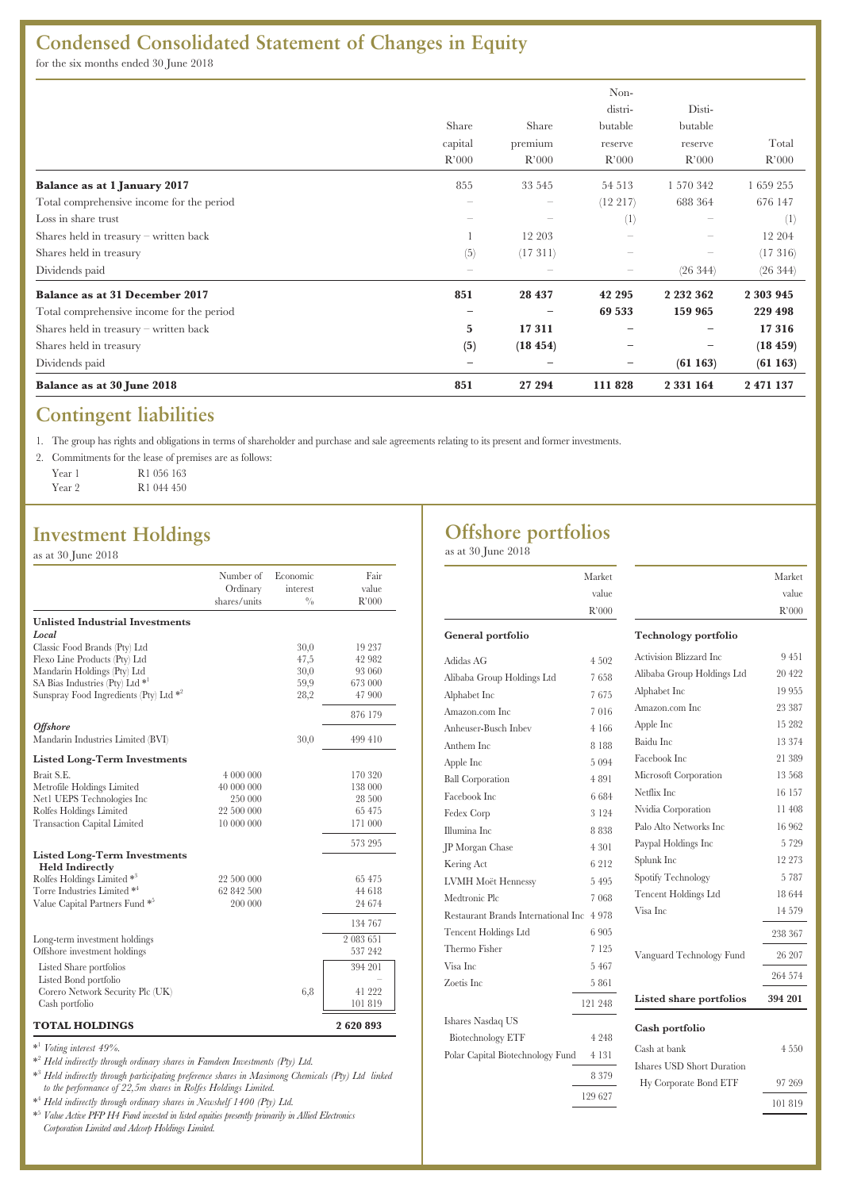## Condensed Consolidated Statement of Changes in Equity

for the six months ended 30 June 2018

| | Share capital R'000 | Share premium R'000 | Non-distributable reserve R'000 | Distributable reserve R'000 | Total R'000 |
|---|---|---|---|---|---|
| **Balance as at 1 January 2017** | 855 | 33 545 | 54 513 | 1 570 342 | 1 659 255 |
| Total comprehensive income for the period | – | – | (12 217) | 688 364 | 676 147 |
| Loss in share trust | – | – | (1) | – | (1) |
| Shares held in treasury – written back | 1 | 12 203 | – | – | 12 204 |
| Shares held in treasury | (5) | (17 311) | – | – | (17 316) |
| Dividends paid | – | – | – | (26 344) | (26 344) |
| **Balance as at 31 December 2017** | **851** | **28 437** | **42 295** | **2 232 362** | **2 303 945** |
| Total comprehensive income for the period | **–** | **–** | **69 533** | **159 965** | **229 498** |
| Shares held in treasury – written back | **5** | **17 311** | **–** | **–** | **17 316** |
| Shares held in treasury | **(5)** | **(18 454)** | **–** | **–** | **(18 459)** |
| Dividends paid | **–** | **–** | **–** | **(61 163)** | **(61 163)** |
| **Balance as at 30 June 2018** | **851** | **27 294** | **111 828** | **2 331 164** | **2 471 137** |

## Contingent liabilities

1. The group has rights and obligations in terms of shareholder and purchase and sale agreements relating to its present and former investments.
2. Commitments for the lease of premises are as follows:

   Year 1 R1 056 163
   Year 2 R1 044 450

## Investment Holdings

as at 30 June 2018

| | Number of Ordinary shares/units | Economic interest % | Fair value R'000 |
|---|---|---|---|
| **Unlisted Industrial Investments** | | | |
| ***Local*** | | | |
| Classic Food Brands (Pty) Ltd | | 30,0 | 19 237 |
| Flexo Line Products (Pty) Ltd | | 47,5 | 42 982 |
| Mandarin Holdings (Pty) Ltd | | 30,0 | 93 060 |
| SA Bias Industries (Pty) Ltd *[1] | | 59,9 | 673 000 |
| Sunspray Food Ingredients (Pty) Ltd *[2] | | 28,2 | 47 900 |
| | | | 876 179 |
| ***Offshore*** | | | |
| Mandarin Industries Limited (BVI) | | 30,0 | 499 410 |
| **Listed Long-Term Investments** | | | |
| Brait S.E. | 4 000 000 | | 170 320 |
| Metrofile Holdings Limited | 40 000 000 | | 138 000 |
| Net1 UEPS Technologies Inc | 250 000 | | 28 500 |
| Rolfes Holdings Limited | 22 500 000 | | 65 475 |
| Transaction Capital Limited | 10 000 000 | | 171 000 |
| | | | 573 295 |
| **Listed Long-Term Investments Held Indirectly** | | | |
| Rolfes Holdings Limited *[3] | 22 500 000 | | 65 475 |
| Torre Industries Limited *[4] | 62 842 500 | | 44 618 |
| Value Capital Partners Fund *[5] | 200 000 | | 24 674 |
| | | | 134 767 |
| Long-term investment holdings | | | 2 083 651 |
| Offshore investment holdings | | | 537 242 |
| Listed Share portfolios | | | 394 201 |
| Listed Bond portfolio | | | – |
| Corero Network Security Plc (UK) | | 6,8 | 41 222 |
| Cash portfolio | | | 101 819 |
| **TOTAL HOLDINGS** | | | **2 620 893** |

*[1] *Voting interest 49%.*

*[2] *Held indirectly through ordinary shares in Famdeen Investments (Pty) Ltd.*

*[3] *Held indirectly through participating preference shares in Masimong Chemicals (Pty) Ltd linked to the performance of 22,5m shares in Rolfes Holdings Limited.*

*[4] *Held indirectly through ordinary shares in Newshelf 1400 (Pty) Ltd.*

*[5] *Value Active PFP H4 Fund invested in listed equities presently primarily in Allied Electronics Corporation Limited and Adcorp Holdings Limited.*

## Offshore portfolios

as at 30 June 2018

| | Market value R'000 |
|---|---|
| **General portfolio** | |
| Adidas AG | 4 502 |
| Alibaba Group Holdings Ltd | 7 658 |
| Alphabet Inc | 7 675 |
| Amazon.com Inc | 7 016 |
| Anheuser-Busch Inbev | 4 166 |
| Anthem Inc | 8 188 |
| Apple Inc | 5 094 |
| Ball Corporation | 4 891 |
| Facebook Inc | 6 684 |
| Fedex Corp | 3 124 |
| Illumina Inc | 8 838 |
| JP Morgan Chase | 4 301 |
| Kering Act | 6 212 |
| LVMH Moët Hennessy | 5 495 |
| Medtronic Plc | 7 068 |
| Restaurant Brands International Inc | 4 978 |
| Tencent Holdings Ltd | 6 905 |
| Thermo Fisher | 7 125 |
| Visa Inc | 5 467 |
| Zoetis Inc | 5 861 |
| | 121 248 |
| Ishares Nasdaq US Biotechnology ETF | 4 248 |
| Polar Capital Biotechnology Fund | 4 131 |
| | 8 379 |
| | 129 627 |

| | Market value R'000 |
|---|---|
| **Technology portfolio** | |
| Activision Blizzard Inc | 9 451 |
| Alibaba Group Holdings Ltd | 20 422 |
| Alphabet Inc | 19 955 |
| Amazon.com Inc | 23 387 |
| Apple Inc | 15 282 |
| Baidu Inc | 13 374 |
| Facebook Inc | 21 389 |
| Microsoft Corporation | 13 568 |
| Netflix Inc | 16 157 |
| Nvidia Corporation | 11 408 |
| Palo Alto Networks Inc | 16 962 |
| Paypal Holdings Inc | 5 729 |
| Splunk Inc | 12 273 |
| Spotify Technology | 5 787 |
| Tencent Holdings Ltd | 18 644 |
| Visa Inc | 14 579 |
| | 238 367 |
| Vanguard Technology Fund | 26 207 |
| | 264 574 |
| **Listed share portfolios** | **394 201** |
| **Cash portfolio** | |
| Cash at bank | 4 550 |
| Ishares USD Short Duration Hy Corporate Bond ETF | 97 269 |
| | 101 819 |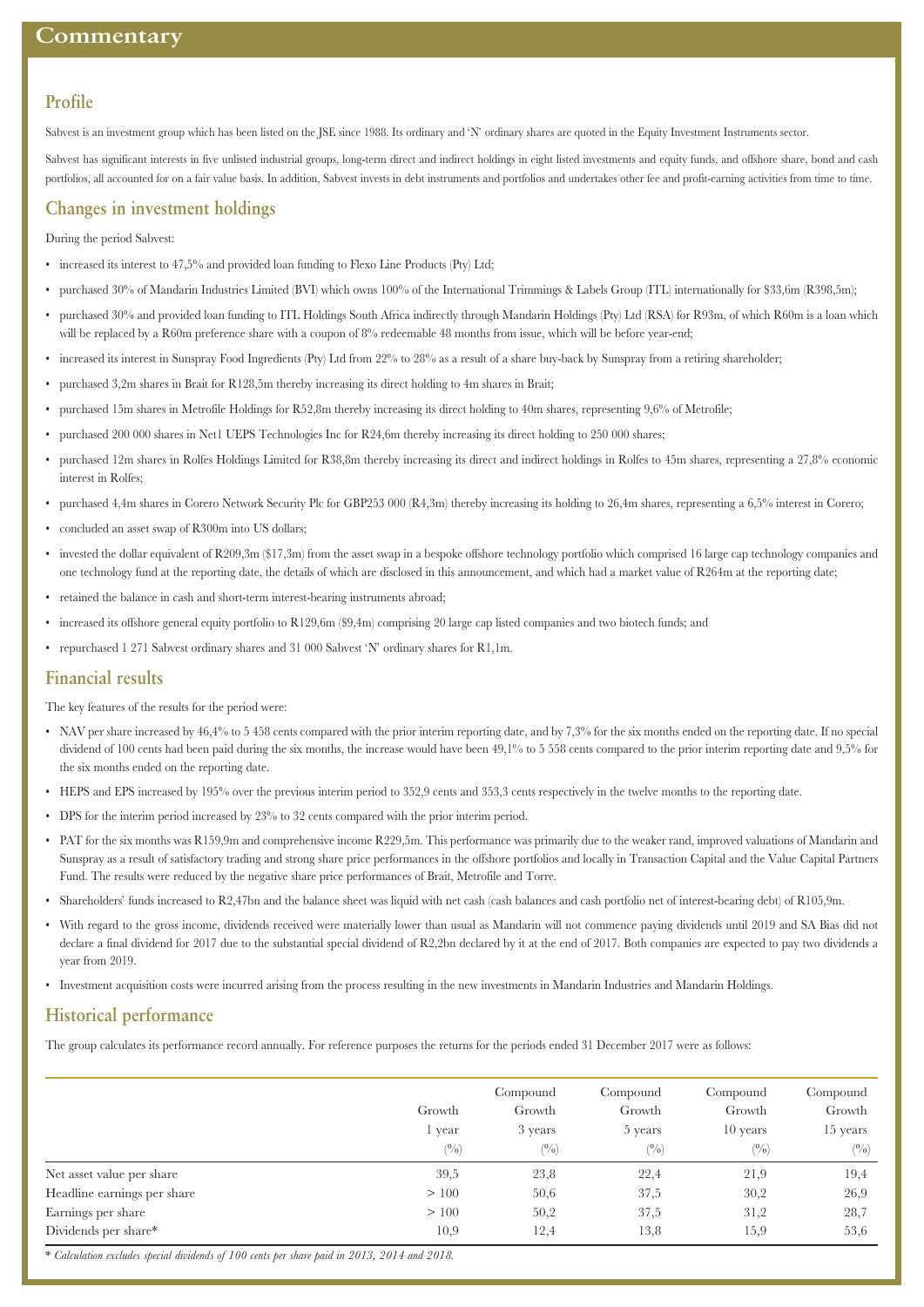# Commentary

## Profile

Sabvest is an investment group which has been listed on the JSE since 1988. Its ordinary and 'N' ordinary shares are quoted in the Equity Investment Instruments sector.

Sabvest has significant interests in five unlisted industrial groups, long-term direct and indirect holdings in eight listed investments and equity funds, and offshore share, bond and cash portfolios, all accounted for on a fair value basis. In addition, Sabvest invests in debt instruments and portfolios and undertakes other fee and profit-earning activities from time to time.

## Changes in investment holdings

During the period Sabvest:

- increased its interest to 47,5% and provided loan funding to Flexo Line Products (Pty) Ltd;
- purchased 30% of Mandarin Industries Limited (BVI) which owns 100% of the International Trimmings & Labels Group (ITL) internationally for $33,6m (R398,5m);
- purchased 30% and provided loan funding to ITL Holdings South Africa indirectly through Mandarin Holdings (Pty) Ltd (RSA) for R93m, of which R60m is a loan which will be replaced by a R60m preference share with a coupon of 8% redeemable 48 months from issue, which will be before year-end;
- increased its interest in Sunspray Food Ingredients (Pty) Ltd from 22% to 28% as a result of a share buy-back by Sunspray from a retiring shareholder;
- purchased 3,2m shares in Brait for R128,5m thereby increasing its direct holding to 4m shares in Brait;
- purchased 15m shares in Metrofile Holdings for R52,8m thereby increasing its direct holding to 40m shares, representing 9,6% of Metrofile;
- purchased 200 000 shares in Net1 UEPS Technologies Inc for R24,6m thereby increasing its direct holding to 250 000 shares;
- purchased 12m shares in Rolfes Holdings Limited for R38,8m thereby increasing its direct and indirect holdings in Rolfes to 45m shares, representing a 27,8% economic interest in Rolfes;
- purchased 4,4m shares in Corero Network Security Plc for GBP253 000 (R4,3m) thereby increasing its holding to 26,4m shares, representing a 6,5% interest in Corero;
- concluded an asset swap of R300m into US dollars;
- invested the dollar equivalent of R209,3m ($17,3m) from the asset swap in a bespoke offshore technology portfolio which comprised 16 large cap technology companies and one technology fund at the reporting date, the details of which are disclosed in this announcement, and which had a market value of R264m at the reporting date;
- retained the balance in cash and short-term interest-bearing instruments abroad;
- increased its offshore general equity portfolio to R129,6m ($9,4m) comprising 20 large cap listed companies and two biotech funds; and
- repurchased 1 271 Sabvest ordinary shares and 31 000 Sabvest 'N' ordinary shares for R1,1m.

## Financial results

The key features of the results for the period were:

- NAV per share increased by 46,4% to 5 458 cents compared with the prior interim reporting date, and by 7,3% for the six months ended on the reporting date. If no special dividend of 100 cents had been paid during the six months, the increase would have been 49,1% to 5 558 cents compared to the prior interim reporting date and 9,5% for the six months ended on the reporting date.
- HEPS and EPS increased by 195% over the previous interim period to 352,9 cents and 353,3 cents respectively in the twelve months to the reporting date.
- DPS for the interim period increased by 23% to 32 cents compared with the prior interim period.
- PAT for the six months was R159,9m and comprehensive income R229,5m. This performance was primarily due to the weaker rand, improved valuations of Mandarin and Sunspray as a result of satisfactory trading and strong share price performances in the offshore portfolios and locally in Transaction Capital and the Value Capital Partners Fund. The results were reduced by the negative share price performances of Brait, Metrofile and Torre.
- Shareholders' funds increased to R2,47bn and the balance sheet was liquid with net cash (cash balances and cash portfolio net of interest-bearing debt) of R105,9m.
- With regard to the gross income, dividends received were materially lower than usual as Mandarin will not commence paying dividends until 2019 and SA Bias did not declare a final dividend for 2017 due to the substantial special dividend of R2,2bn declared by it at the end of 2017. Both companies are expected to pay two dividends a year from 2019.
- Investment acquisition costs were incurred arising from the process resulting in the new investments in Mandarin Industries and Mandarin Holdings.

## Historical performance

The group calculates its performance record annually. For reference purposes the returns for the periods ended 31 December 2017 were as follows:

| | Growth 1 year (%) | Compound Growth 3 years (%) | Compound Growth 5 years (%) | Compound Growth 10 years (%) | Compound Growth 15 years (%) |
|---|---|---|---|---|---|
| Net asset value per share | 39,5 | 23,8 | 22,4 | 21,9 | 19,4 |
| Headline earnings per share | > 100 | 50,6 | 37,5 | 30,2 | 26,9 |
| Earnings per share | > 100 | 50,2 | 37,5 | 31,2 | 28,7 |
| Dividends per share* | 10,9 | 12,4 | 13,8 | 15,9 | 53,6 |

\* *Calculation excludes special dividends of 100 cents per share paid in 2013, 2014 and 2018.*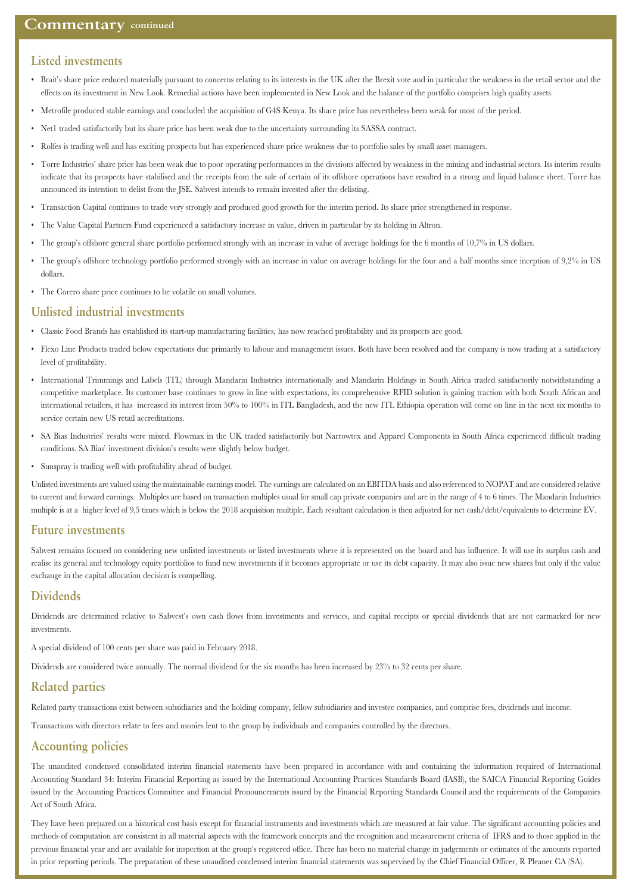# Commentary continued

## Listed investments

- Brait's share price reduced materially pursuant to concerns relating to its interests in the UK after the Brexit vote and in particular the weakness in the retail sector and the effects on its investment in New Look. Remedial actions have been implemented in New Look and the balance of the portfolio comprises high quality assets.
- Metrofile produced stable earnings and concluded the acquisition of G4S Kenya. Its share price has nevertheless been weak for most of the period.
- Net1 traded satisfactorily but its share price has been weak due to the uncertainty surrounding its SASSA contract.
- Rolfes is trading well and has exciting prospects but has experienced share price weakness due to portfolio sales by small asset managers.
- Torre Industries' share price has been weak due to poor operating performances in the divisions affected by weakness in the mining and industrial sectors. Its interim results indicate that its prospects have stabilised and the receipts from the sale of certain of its offshore operations have resulted in a strong and liquid balance sheet. Torre has announced its intention to delist from the JSE. Sabvest intends to remain invested after the delisting.
- Transaction Capital continues to trade very strongly and produced good growth for the interim period. Its share price strengthened in response.
- The Value Capital Partners Fund experienced a satisfactory increase in value, driven in particular by its holding in Altron.
- The group's offshore general share portfolio performed strongly with an increase in value of average holdings for the 6 months of 10,7% in US dollars.
- The group's offshore technology portfolio performed strongly with an increase in value on average holdings for the four and a half months since inception of 9,2% in US dollars.
- The Corero share price continues to be volatile on small volumes.

## Unlisted industrial investments

- Classic Food Brands has established its start-up manufacturing facilities, has now reached profitability and its prospects are good.
- Flexo Line Products traded below expectations due primarily to labour and management issues. Both have been resolved and the company is now trading at a satisfactory level of profitability.
- International Trimmings and Labels (ITL) through Mandarin Industries internationally and Mandarin Holdings in South Africa traded satisfactorily notwithstanding a competitive marketplace. Its customer base continues to grow in line with expectations, its comprehensive RFID solution is gaining traction with both South African and international retailers, it has increased its interest from 50% to 100% in ITL Bangladesh, and the new ITL Ethiopia operation will come on line in the next six months to service certain new US retail accreditations.
- SA Bias Industries' results were mixed. Flowmax in the UK traded satisfactorily but Narrowtex and Apparel Components in South Africa experienced difficult trading conditions. SA Bias' investment division's results were slightly below budget.
- Sunspray is trading well with profitability ahead of budget.

Unlisted investments are valued using the maintainable earnings model. The earnings are calculated on an EBITDA basis and also referenced to NOPAT and are considered relative to current and forward earnings. Multiples are based on transaction multiples usual for small cap private companies and are in the range of 4 to 6 times. The Mandarin Industries multiple is at a higher level of 9,5 times which is below the 2018 acquisition multiple. Each resultant calculation is then adjusted for net cash/debt/equivalents to determine EV.

## Future investments

Sabvest remains focused on considering new unlisted investments or listed investments where it is represented on the board and has influence. It will use its surplus cash and realise its general and technology equity portfolios to fund new investments if it becomes appropriate or use its debt capacity. It may also issue new shares but only if the value exchange in the capital allocation decision is compelling.

## Dividends

Dividends are determined relative to Sabvest's own cash flows from investments and services, and capital receipts or special dividends that are not earmarked for new investments.

A special dividend of 100 cents per share was paid in February 2018.

Dividends are considered twice annually. The normal dividend for the six months has been increased by 23% to 32 cents per share.

## Related parties

Related party transactions exist between subsidiaries and the holding company, fellow subsidiaries and investee companies, and comprise fees, dividends and income.

Transactions with directors relate to fees and monies lent to the group by individuals and companies controlled by the directors.

## Accounting policies

The unaudited condensed consolidated interim financial statements have been prepared in accordance with and containing the information required of International Accounting Standard 34: Interim Financial Reporting as issued by the International Accounting Practices Standards Board (IASB), the SAICA Financial Reporting Guides issued by the Accounting Practices Committee and Financial Pronouncements issued by the Financial Reporting Standards Council and the requirements of the Companies Act of South Africa.

They have been prepared on a historical cost basis except for financial instruments and investments which are measured at fair value. The significant accounting policies and methods of computation are consistent in all material aspects with the framework concepts and the recognition and measurement criteria of IFRS and to those applied in the previous financial year and are available for inspection at the group's registered office. There has been no material change in judgements or estimates of the amounts reported in prior reporting periods. The preparation of these unaudited condensed interim financial statements was supervised by the Chief Financial Officer, R Pleaner CA (SA).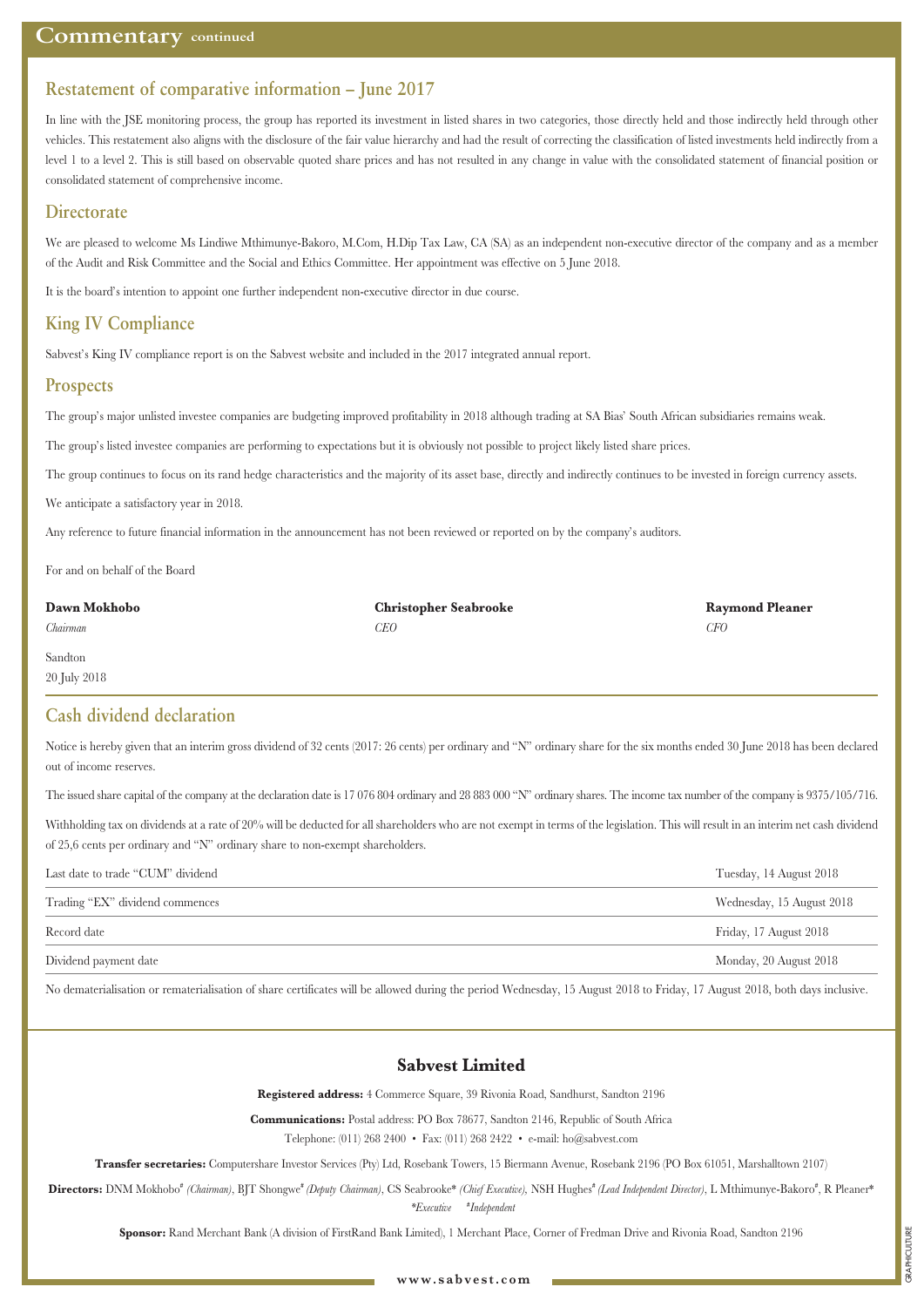# Commentary continued

## Restatement of comparative information – June 2017

In line with the JSE monitoring process, the group has reported its investment in listed shares in two categories, those directly held and those indirectly held through other vehicles. This restatement also aligns with the disclosure of the fair value hierarchy and had the result of correcting the classification of listed investments held indirectly from a level 1 to a level 2. This is still based on observable quoted share prices and has not resulted in any change in value with the consolidated statement of financial position or consolidated statement of comprehensive income.

## Directorate

We are pleased to welcome Ms Lindiwe Mthimunye-Bakoro, M.Com, H.Dip Tax Law, CA (SA) as an independent non-executive director of the company and as a member of the Audit and Risk Committee and the Social and Ethics Committee. Her appointment was effective on 5 June 2018.

It is the board's intention to appoint one further independent non-executive director in due course.

## King IV Compliance

Sabvest's King IV compliance report is on the Sabvest website and included in the 2017 integrated annual report.

## Prospects

The group's major unlisted investee companies are budgeting improved profitability in 2018 although trading at SA Bias' South African subsidiaries remains weak.

The group's listed investee companies are performing to expectations but it is obviously not possible to project likely listed share prices.

The group continues to focus on its rand hedge characteristics and the majority of its asset base, directly and indirectly continues to be invested in foreign currency assets.

We anticipate a satisfactory year in 2018.

Any reference to future financial information in the announcement has not been reviewed or reported on by the company's auditors.

For and on behalf of the Board

**Dawn Mokhobo**
*Chairman*

**Christopher Seabrooke**
*CEO*

**Raymond Pleaner**
*CFO*

Sandton
20 July 2018

## Cash dividend declaration

Notice is hereby given that an interim gross dividend of 32 cents (2017: 26 cents) per ordinary and "N" ordinary share for the six months ended 30 June 2018 has been declared out of income reserves.

The issued share capital of the company at the declaration date is 17 076 804 ordinary and 28 883 000 "N" ordinary shares. The income tax number of the company is 9375/105/716.

Withholding tax on dividends at a rate of 20% will be deducted for all shareholders who are not exempt in terms of the legislation. This will result in an interim net cash dividend of 25,6 cents per ordinary and "N" ordinary share to non-exempt shareholders.

| | |
|---|---|
| Last date to trade "CUM" dividend | Tuesday, 14 August 2018 |
| Trading "EX" dividend commences | Wednesday, 15 August 2018 |
| Record date | Friday, 17 August 2018 |
| Dividend payment date | Monday, 20 August 2018 |

No dematerialisation or rematerialisation of share certificates will be allowed during the period Wednesday, 15 August 2018 to Friday, 17 August 2018, both days inclusive.

---

**Sabvest Limited**

**Registered address:** 4 Commerce Square, 39 Rivonia Road, Sandhurst, Sandton 2196

**Communications:** Postal address: PO Box 78677, Sandton 2146, Republic of South Africa
Telephone: (011) 268 2400 • Fax: (011) 268 2422 • e-mail: ho@sabvest.com

**Transfer secretaries:** Computershare Investor Services (Pty) Ltd, Rosebank Towers, 15 Biermann Avenue, Rosebank 2196 (PO Box 61051, Marshalltown 2107)

**Directors:** DNM Mokhobo# *(Chairman)*, BJT Shongwe# *(Deputy Chairman)*, CS Seabrooke* *(Chief Executive)*, NSH Hughes# *(Lead Independent Director)*, L Mthimunye-Bakoro#, R Pleaner*
*\*Executive #Independent*

**Sponsor:** Rand Merchant Bank (A division of FirstRand Bank Limited), 1 Merchant Place, Corner of Fredman Drive and Rivonia Road, Sandton 2196

www.sabvest.com